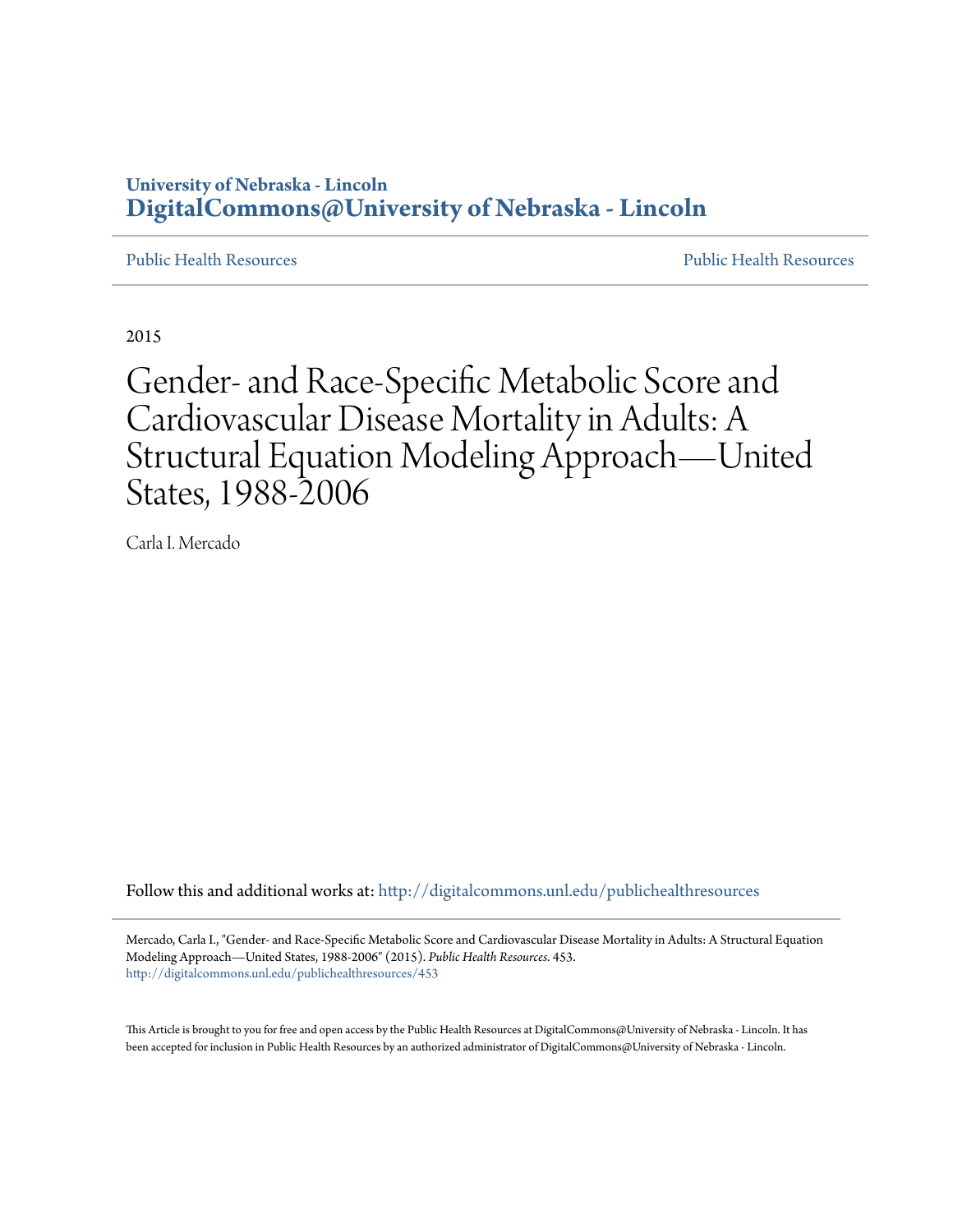**University of Nebraska - Lincoln**
**DigitalCommons@University of Nebraska - Lincoln**

Public Health Resources | Public Health Resources

2015

# Gender- and Race-Specific Metabolic Score and Cardiovascular Disease Mortality in Adults: A Structural Equation Modeling Approach—United States, 1988-2006

Carla I. Mercado

Follow this and additional works at: http://digitalcommons.unl.edu/publichealthresources

Mercado, Carla I., "Gender- and Race-Specific Metabolic Score and Cardiovascular Disease Mortality in Adults: A Structural Equation Modeling Approach—United States, 1988-2006" (2015). *Public Health Resources*. 453.
http://digitalcommons.unl.edu/publichealthresources/453

This Article is brought to you for free and open access by the Public Health Resources at DigitalCommons@University of Nebraska - Lincoln. It has been accepted for inclusion in Public Health Resources by an authorized administrator of DigitalCommons@University of Nebraska - Lincoln.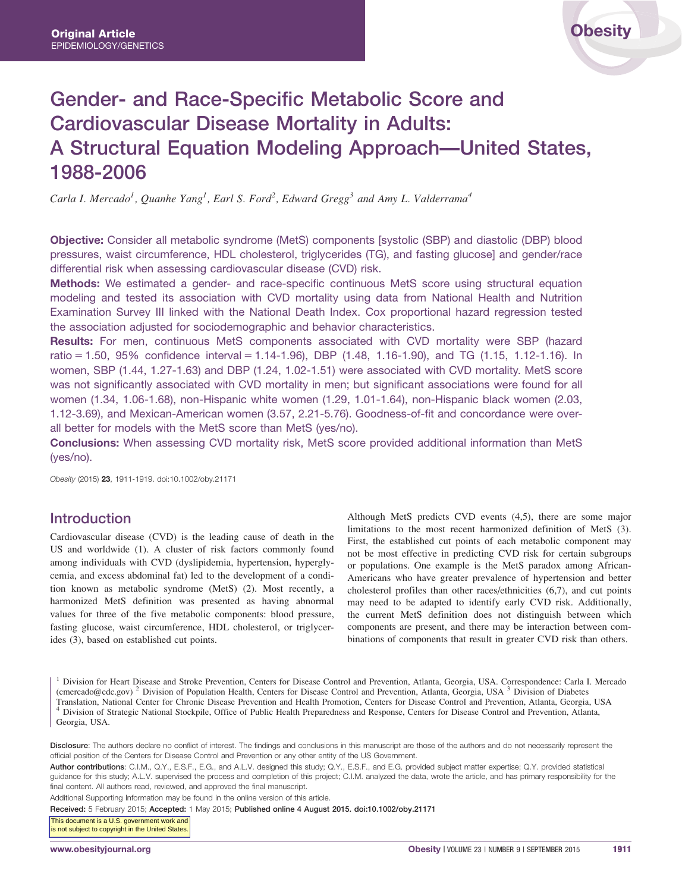# Gender- and Race-Specific Metabolic Score and Cardiovascular Disease Mortality in Adults: A Structural Equation Modeling Approach—United States, 1988-2006

*Carla I. Mercado[1], Quanhe Yang[1], Earl S. Ford[2], Edward Gregg[3] and Amy L. Valderrama[4]*

**Objective:** Consider all metabolic syndrome (MetS) components [systolic (SBP) and diastolic (DBP) blood pressures, waist circumference, HDL cholesterol, triglycerides (TG), and fasting glucose] and gender/race differential risk when assessing cardiovascular disease (CVD) risk.

**Methods:** We estimated a gender- and race-specific continuous MetS score using structural equation modeling and tested its association with CVD mortality using data from National Health and Nutrition Examination Survey III linked with the National Death Index. Cox proportional hazard regression tested the association adjusted for sociodemographic and behavior characteristics.

**Results:** For men, continuous MetS components associated with CVD mortality were SBP (hazard ratio = 1.50, 95% confidence interval = 1.14-1.96), DBP (1.48, 1.16-1.90), and TG (1.15, 1.12-1.16). In women, SBP (1.44, 1.27-1.63) and DBP (1.24, 1.02-1.51) were associated with CVD mortality. MetS score was not significantly associated with CVD mortality in men; but significant associations were found for all women (1.34, 1.06-1.68), non-Hispanic white women (1.29, 1.01-1.64), non-Hispanic black women (2.03, 1.12-3.69), and Mexican-American women (3.57, 2.21-5.76). Goodness-of-fit and concordance were overall better for models with the MetS score than MetS (yes/no).

**Conclusions:** When assessing CVD mortality risk, MetS score provided additional information than MetS (yes/no).

*Obesity* (2015) **23**, 1911-1919. doi:10.1002/oby.21171

## Introduction

Cardiovascular disease (CVD) is the leading cause of death in the US and worldwide (1). A cluster of risk factors commonly found among individuals with CVD (dyslipidemia, hypertension, hyperglycemia, and excess abdominal fat) led to the development of a condition known as metabolic syndrome (MetS) (2). Most recently, a harmonized MetS definition was presented as having abnormal values for three of the five metabolic components: blood pressure, fasting glucose, waist circumference, HDL cholesterol, or triglycerides (3), based on established cut points.

Although MetS predicts CVD events (4,5), there are some major limitations to the most recent harmonized definition of MetS (3). First, the established cut points of each metabolic component may not be most effective in predicting CVD risk for certain subgroups or populations. One example is the MetS paradox among African-Americans who have greater prevalence of hypertension and better cholesterol profiles than other races/ethnicities (6,7), and cut points may need to be adapted to identify early CVD risk. Additionally, the current MetS definition does not distinguish between which components are present, and there may be interaction between combinations of components that result in greater CVD risk than others.

[1] Division for Heart Disease and Stroke Prevention, Centers for Disease Control and Prevention, Atlanta, Georgia, USA. Correspondence: Carla I. Mercado (cmercado@cdc.gov) [2] Division of Population Health, Centers for Disease Control and Prevention, Atlanta, Georgia, USA [3] Division of Diabetes Translation, National Center for Chronic Disease Prevention and Health Promotion, Centers for Disease Control and Prevention, Atlanta, Georgia, USA [4] Division of Strategic National Stockpile, Office of Public Health Preparedness and Response, Centers for Disease Control and Prevention, Atlanta, Georgia, USA.

**Disclosure**: The authors declare no conflict of interest. The findings and conclusions in this manuscript are those of the authors and do not necessarily represent the official position of the Centers for Disease Control and Prevention or any other entity of the US Government.

**Author contributions**: C.I.M., Q.Y., E.S.F., E.G., and A.L.V. designed this study; Q.Y., E.S.F., and E.G. provided subject matter expertise; Q.Y. provided statistical guidance for this study; A.L.V. supervised the process and completion of this project; C.I.M. analyzed the data, wrote the article, and has primary responsibility for the final content. All authors read, reviewed, and approved the final manuscript.

Additional Supporting Information may be found in the online version of this article.

**Received:** 5 February 2015; **Accepted:** 1 May 2015; **Published online 4 August 2015. doi:10.1002/oby.21171**

This document is a U.S. government work and is not subject to copyright in the United States.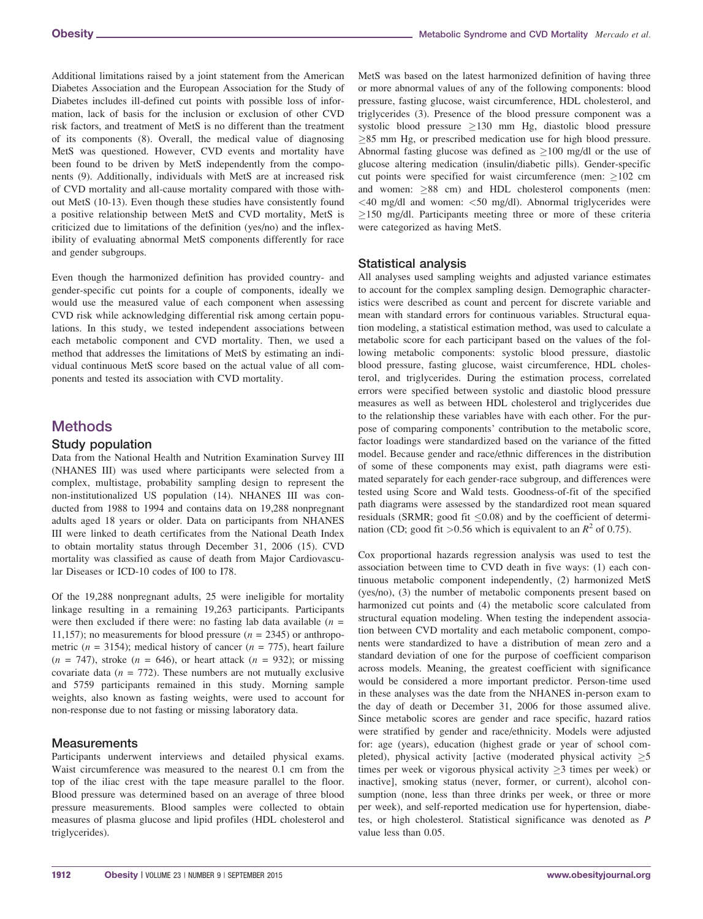Additional limitations raised by a joint statement from the American Diabetes Association and the European Association for the Study of Diabetes includes ill-defined cut points with possible loss of information, lack of basis for the inclusion or exclusion of other CVD risk factors, and treatment of MetS is no different than the treatment of its components (8). Overall, the medical value of diagnosing MetS was questioned. However, CVD events and mortality have been found to be driven by MetS independently from the components (9). Additionally, individuals with MetS are at increased risk of CVD mortality and all-cause mortality compared with those without MetS (10-13). Even though these studies have consistently found a positive relationship between MetS and CVD mortality, MetS is criticized due to limitations of the definition (yes/no) and the inflexibility of evaluating abnormal MetS components differently for race and gender subgroups.

Even though the harmonized definition has provided country- and gender-specific cut points for a couple of components, ideally we would use the measured value of each component when assessing CVD risk while acknowledging differential risk among certain populations. In this study, we tested independent associations between each metabolic component and CVD mortality. Then, we used a method that addresses the limitations of MetS by estimating an individual continuous MetS score based on the actual value of all components and tested its association with CVD mortality.

# Methods

## Study population

Data from the National Health and Nutrition Examination Survey III (NHANES III) was used where participants were selected from a complex, multistage, probability sampling design to represent the non-institutionalized US population (14). NHANES III was conducted from 1988 to 1994 and contains data on 19,288 nonpregnant adults aged 18 years or older. Data on participants from NHANES III were linked to death certificates from the National Death Index to obtain mortality status through December 31, 2006 (15). CVD mortality was classified as cause of death from Major Cardiovascular Diseases or ICD-10 codes of I00 to I78.

Of the 19,288 nonpregnant adults, 25 were ineligible for mortality linkage resulting in a remaining 19,263 participants. Participants were then excluded if there were: no fasting lab data available ($n$ = 11,157); no measurements for blood pressure ($n$ = 2345) or anthropometric ($n$ = 3154); medical history of cancer ($n$ = 775), heart failure ($n$ = 747), stroke ($n$ = 646), or heart attack ($n$ = 932); or missing covariate data ($n$ = 772). These numbers are not mutually exclusive and 5759 participants remained in this study. Morning sample weights, also known as fasting weights, were used to account for non-response due to not fasting or missing laboratory data.

## Measurements

Participants underwent interviews and detailed physical exams. Waist circumference was measured to the nearest 0.1 cm from the top of the iliac crest with the tape measure parallel to the floor. Blood pressure was determined based on an average of three blood pressure measurements. Blood samples were collected to obtain measures of plasma glucose and lipid profiles (HDL cholesterol and triglycerides).

MetS was based on the latest harmonized definition of having three or more abnormal values of any of the following components: blood pressure, fasting glucose, waist circumference, HDL cholesterol, and triglycerides (3). Presence of the blood pressure component was a systolic blood pressure $\geq$130 mm Hg, diastolic blood pressure $\geq$85 mm Hg, or prescribed medication use for high blood pressure. Abnormal fasting glucose was defined as $\geq$100 mg/dl or the use of glucose altering medication (insulin/diabetic pills). Gender-specific cut points were specified for waist circumference (men: $\geq$102 cm and women: $\geq$88 cm) and HDL cholesterol components (men: $<$40 mg/dl and women: $<$50 mg/dl). Abnormal triglycerides were $\geq$150 mg/dl. Participants meeting three or more of these criteria were categorized as having MetS.

## Statistical analysis

All analyses used sampling weights and adjusted variance estimates to account for the complex sampling design. Demographic characteristics were described as count and percent for discrete variable and mean with standard errors for continuous variables. Structural equation modeling, a statistical estimation method, was used to calculate a metabolic score for each participant based on the values of the following metabolic components: systolic blood pressure, diastolic blood pressure, fasting glucose, waist circumference, HDL cholesterol, and triglycerides. During the estimation process, correlated errors were specified between systolic and diastolic blood pressure measures as well as between HDL cholesterol and triglycerides due to the relationship these variables have with each other. For the purpose of comparing components' contribution to the metabolic score, factor loadings were standardized based on the variance of the fitted model. Because gender and race/ethnic differences in the distribution of some of these components may exist, path diagrams were estimated separately for each gender-race subgroup, and differences were tested using Score and Wald tests. Goodness-of-fit of the specified path diagrams were assessed by the standardized root mean squared residuals (SRMR; good fit $\leq$0.08) and by the coefficient of determination (CD; good fit $>$0.56 which is equivalent to an $R^2$ of 0.75).

Cox proportional hazards regression analysis was used to test the association between time to CVD death in five ways: (1) each continuous metabolic component independently, (2) harmonized MetS (yes/no), (3) the number of metabolic components present based on harmonized cut points and (4) the metabolic score calculated from structural equation modeling. When testing the independent association between CVD mortality and each metabolic component, components were standardized to have a distribution of mean zero and a standard deviation of one for the purpose of coefficient comparison across models. Meaning, the greatest coefficient with significance would be considered a more important predictor. Person-time used in these analyses was the date from the NHANES in-person exam to the day of death or December 31, 2006 for those assumed alive. Since metabolic scores are gender and race specific, hazard ratios were stratified by gender and race/ethnicity. Models were adjusted for: age (years), education (highest grade or year of school completed), physical activity [active (moderated physical activity $\geq$5 times per week or vigorous physical activity $\geq$3 times per week) or inactive], smoking status (never, former, or current), alcohol consumption (none, less than three drinks per week, or three or more per week), and self-reported medication use for hypertension, diabetes, or high cholesterol. Statistical significance was denoted as $P$ value less than 0.05.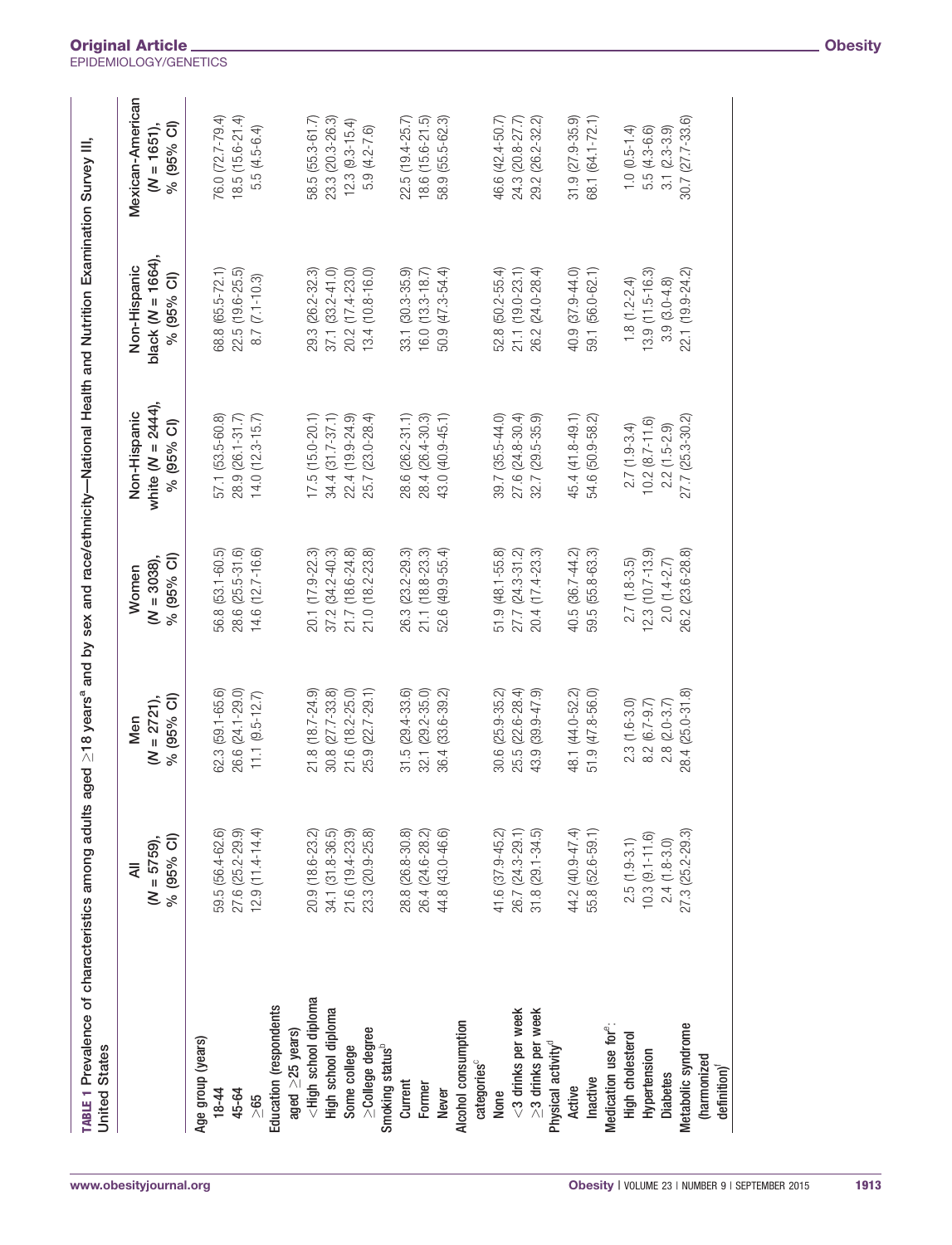**TABLE 1** Prevalence of characteristics among adults aged ≥18 years[a] and by sex and race/ethnicity—National Health and Nutrition Examination Survey III, United States

| | All ($N$ = 5759), % (95% CI) | Men ($N$ = 2721), % (95% CI) | Women ($N$ = 3038), % (95% CI) | Non-Hispanic white ($N$ = 2444), % (95% CI) | Non-Hispanic black ($N$ = 1664), % (95% CI) | Mexican-American ($N$ = 1651), % (95% CI) |
|---|---|---|---|---|---|---|
| Age group (years) | | | | | | |
| 18-44 | 59.5 (56.4-62.6) | 62.3 (59.1-65.6) | 56.8 (53.1-60.5) | 57.1 (53.5-60.8) | 68.8 (65.5-72.1) | 76.0 (72.7-79.4) |
| 45-64 | 27.6 (25.2-29.9) | 26.6 (24.1-29.0) | 28.6 (25.5-31.6) | 28.9 (26.1-31.7) | 22.5 (19.6-25.5) | 18.5 (15.6-21.4) |
| ≥65 | 12.9 (11.4-14.4) | 11.1 (9.5-12.7) | 14.6 (12.7-16.6) | 14.0 (12.3-15.7) | 8.7 (7.1-10.3) | 5.5 (4.5-6.4) |
| Education (respondents aged ≥25 years) | | | | | | |
| <High school diploma | 20.9 (18.6-23.2) | 21.8 (18.7-24.9) | 20.1 (17.9-22.3) | 17.5 (15.0-20.1) | 29.3 (26.2-32.3) | 58.5 (55.3-61.7) |
| High school diploma | 34.1 (31.8-36.5) | 30.8 (27.7-33.8) | 37.2 (34.2-40.3) | 34.4 (31.7-37.1) | 37.1 (33.2-41.0) | 23.3 (20.3-26.3) |
| Some college | 21.6 (19.4-23.9) | 21.6 (18.2-25.0) | 21.7 (18.6-24.8) | 22.4 (19.9-24.9) | 20.2 (17.4-23.0) | 12.3 (9.3-15.4) |
| ≥College degree | 23.3 (20.9-25.8) | 25.9 (22.7-29.1) | 21.0 (18.2-23.8) | 25.7 (23.0-28.4) | 13.4 (10.8-16.0) | 5.9 (4.2-7.6) |
| Smoking status[b] | | | | | | |
| Current | 28.8 (26.8-30.8) | 31.5 (29.4-33.6) | 26.3 (23.2-29.3) | 28.6 (26.2-31.1) | 33.1 (30.3-35.9) | 22.5 (19.4-25.7) |
| Former | 26.4 (24.6-28.2) | 32.1 (29.2-35.0) | 21.1 (18.8-23.3) | 28.4 (26.4-30.3) | 16.0 (13.3-18.7) | 18.6 (15.6-21.5) |
| Never | 44.8 (43.0-46.6) | 36.4 (33.6-39.2) | 52.6 (49.9-55.4) | 43.0 (40.9-45.1) | 50.9 (47.3-54.4) | 58.9 (55.5-62.3) |
| Alcohol consumption categories[c] | | | | | | |
| None | 41.6 (37.9-45.2) | 30.6 (25.9-35.2) | 51.9 (48.1-55.8) | 39.7 (35.5-44.0) | 52.8 (50.2-55.4) | 46.6 (42.4-50.7) |
| <3 drinks per week | 26.7 (24.3-29.1) | 25.5 (22.6-28.4) | 27.7 (24.3-31.2) | 27.6 (24.8-30.4) | 21.1 (19.0-23.1) | 24.3 (20.8-27.7) |
| ≥3 drinks per week | 31.8 (29.1-34.5) | 43.9 (39.9-47.9) | 20.4 (17.4-23.3) | 32.7 (29.5-35.9) | 26.2 (24.0-28.4) | 29.2 (26.2-32.2) |
| Physical activity[d] | | | | | | |
| Active | 44.2 (40.9-47.4) | 48.1 (44.0-52.2) | 40.5 (36.7-44.2) | 45.4 (41.8-49.1) | 40.9 (37.9-44.0) | 31.9 (27.9-35.9) |
| Inactive | 55.8 (52.6-59.1) | 51.9 (47.8-56.0) | 59.5 (55.8-63.3) | 54.6 (50.9-58.2) | 59.1 (56.0-62.1) | 68.1 (64.1-72.1) |
| Medication use for[e]: | | | | | | |
| High cholesterol | 2.5 (1.9-3.1) | 2.3 (1.6-3.0) | 2.7 (1.8-3.5) | 2.7 (1.9-3.4) | 1.8 (1.2-2.4) | 1.0 (0.5-1.4) |
| Hypertension | 10.3 (9.1-11.6) | 8.2 (6.7-9.7) | 12.3 (10.7-13.9) | 10.2 (8.7-11.6) | 13.9 (11.5-16.3) | 5.5 (4.3-6.6) |
| Diabetes | 2.4 (1.8-3.0) | 2.8 (2.0-3.7) | 2.0 (1.4-2.7) | 2.2 (1.5-2.9) | 3.9 (3.0-4.8) | 3.1 (2.3-3.9) |
| Metabolic syndrome (harmonized definition)[f] | 27.3 (25.2-29.3) | 28.4 (25.0-31.8) | 26.2 (23.6-28.8) | 27.7 (25.3-30.2) | 22.1 (19.9-24.2) | 30.7 (27.7-33.6) |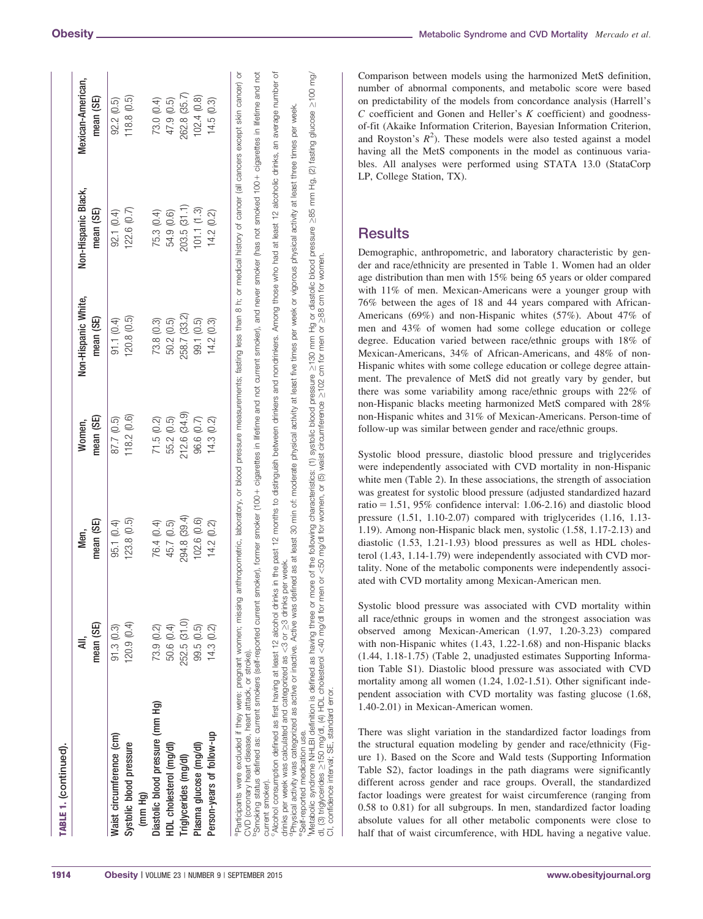TABLE 1. (continued).

| | All, mean (SE) | Men, mean (SE) | Women, mean (SE) | Non-Hispanic White, mean (SE) | Non-Hispanic Black, mean (SE) | Mexican-American, mean (SE) |
|---|---|---|---|---|---|---|
| Waist circumference (cm) | 91.3 (0.3) | 95.1 (0.4) | 87.7 (0.5) | 91.1 (0.4) | 92.1 (0.4) | 92.2 (0.5) |
| Systolic blood pressure (mm Hg) | 120.9 (0.4) | 123.8 (0.5) | 118.2 (0.6) | 120.8 (0.5) | 122.6 (0.7) | 118.8 (0.5) |
| Diastolic blood pressure (mm Hg) | 73.9 (0.2) | 76.4 (0.4) | 71.5 (0.2) | 73.8 (0.3) | 75.3 (0.4) | 73.0 (0.4) |
| HDL cholesterol (mg/dl) | 50.6 (0.4) | 45.7 (0.5) | 55.2 (0.5) | 50.2 (0.5) | 54.9 (0.6) | 47.9 (0.5) |
| Triglycerides (mg/dl) | 252.5 (31.0) | 294.8 (39.4) | 212.6 (34.9) | 258.7 (33.2) | 203.5 (31.1) | 262.8 (35.7) |
| Plasma glucose (mg/dl) | 99.5 (0.5) | 102.6 (0.6) | 96.6 (0.7) | 99.1 (0.5) | 101.1 (1.3) | 102.4 (0.8) |
| Person-years of follow-up | 14.3 (0.2) | 14.2 (0.2) | 14.3 (0.2) | 14.2 (0.3) | 14.2 (0.2) | 14.5 (0.3) |

[a]Participants were excluded if they were: pregnant women; missing anthropometric, laboratory, or blood pressure measurements; fasting less than 8 h; or medical history of cancer (all cancers except skin cancer) or CVD (coronary heart disease, heart attack, or stroke).
[b]Smoking status defined as: current smokers (self-reported current smoker), former smoker (100+ cigarettes in lifetime and not current smoker), and never smoker (has not smoked 100+ cigarettes in lifetime and not current smoker).
[c]Alcohol consumption defined as first having at least 12 alcohol drinks in the past 12 months to distinguish between drinkers and nondrinkers. Among those who had at least 12 alcoholic drinks, an average number of drinks per week was calculated and categorized as <3 or ≥3 drinks per week.
[d]Physical activity was categorized as active or inactive. Active was defined as at least 30 min of: moderate physical activity at least five times per week or vigorous physical activity at least three times per week.
[e]Self-reported medication use.
[f]Metabolic syndrome NHLBI definition is defined as having three or more of the following characteristics: (1) systolic blood pressure ≥130 mm Hg or diastolic blood pressure ≥85 mm Hg, (2) fasting glucose ≥100 mg/dl, (3) triglycerides ≥150 mg/dl, (4) HDL cholesterol <40 mg/dl for men or <50 mg/dl for women, or (5) waist circumference ≥102 cm for men or ≥88 cm for women.
CI, confidence interval; SE, standard error.

Comparison between models using the harmonized MetS definition, number of abnormal components, and metabolic score were based on predictability of the models from concordance analysis (Harrell's *C* coefficient and Gonen and Heller's *K* coefficient) and goodness-of-fit (Akaike Information Criterion, Bayesian Information Criterion, and Royston's $R^2$). These models were also tested against a model having all the MetS components in the model as continuous variables. All analyses were performed using STATA 13.0 (StataCorp LP, College Station, TX).

## Results

Demographic, anthropometric, and laboratory characteristic by gender and race/ethnicity are presented in Table 1. Women had an older age distribution than men with 15% being 65 years or older compared with 11% of men. Mexican-Americans were a younger group with 76% between the ages of 18 and 44 years compared with African-Americans (69%) and non-Hispanic whites (57%). About 47% of men and 43% of women had some college education or college degree. Education varied between race/ethnic groups with 18% of Mexican-Americans, 34% of African-Americans, and 48% of non-Hispanic whites with some college education or college degree attainment. The prevalence of MetS did not greatly vary by gender, but there was some variability among race/ethnic groups with 22% of non-Hispanic blacks meeting harmonized MetS compared with 28% non-Hispanic whites and 31% of Mexican-Americans. Person-time of follow-up was similar between gender and race/ethnic groups.

Systolic blood pressure, diastolic blood pressure and triglycerides were independently associated with CVD mortality in non-Hispanic white men (Table 2). In these associations, the strength of association was greatest for systolic blood pressure (adjusted standardized hazard ratio = 1.51, 95% confidence interval: 1.06-2.16) and diastolic blood pressure (1.51, 1.10-2.07) compared with triglycerides (1.16, 1.13-1.19). Among non-Hispanic black men, systolic (1.58, 1.17-2.13) and diastolic (1.53, 1.21-1.93) blood pressures as well as HDL cholesterol (1.43, 1.14-1.79) were independently associated with CVD mortality. None of the metabolic components were independently associated with CVD mortality among Mexican-American men.

Systolic blood pressure was associated with CVD mortality within all race/ethnic groups in women and the strongest association was observed among Mexican-American (1.97, 1.20-3.23) compared with non-Hispanic whites (1.43, 1.22-1.68) and non-Hispanic blacks (1.44, 1.18-1.75) (Table 2, unadjusted estimates Supporting Information Table S1). Diastolic blood pressure was associated with CVD mortality among all women (1.24, 1.02-1.51). Other significant independent association with CVD mortality was fasting glucose (1.68, 1.40-2.01) in Mexican-American women.

There was slight variation in the standardized factor loadings from the structural equation modeling by gender and race/ethnicity (Figure 1). Based on the Score and Wald tests (Supporting Information Table S2), factor loadings in the path diagrams were significantly different across gender and race groups. Overall, the standardized factor loadings were greatest for waist circumference (ranging from 0.58 to 0.81) for all subgroups. In men, standardized factor loading absolute values for all other metabolic components were close to half that of waist circumference, with HDL having a negative value.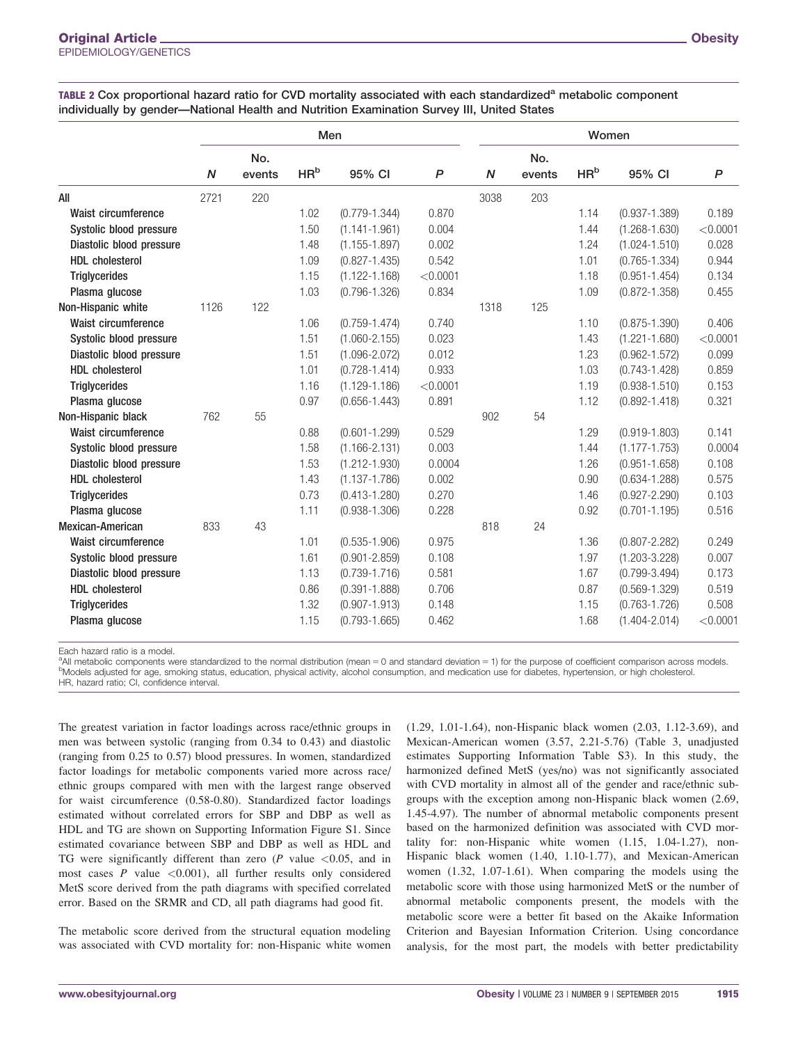**TABLE 2** Cox proportional hazard ratio for CVD mortality associated with each standardized[a] metabolic component individually by gender—National Health and Nutrition Examination Survey III, United States

| | Men | | | | | Women | | | | |
|---|---|---|---|---|---|---|---|---|---|---|
| | *N* | No. events | HR[b] | 95% CI | *P* | *N* | No. events | HR[b] | 95% CI | *P* |
| **All** | 2721 | 220 | | | | 3038 | 203 | | | |
| Waist circumference | | | 1.02 | (0.779-1.344) | 0.870 | | | 1.14 | (0.937-1.389) | 0.189 |
| Systolic blood pressure | | | 1.50 | (1.141-1.961) | 0.004 | | | 1.44 | (1.268-1.630) | <0.0001 |
| Diastolic blood pressure | | | 1.48 | (1.155-1.897) | 0.002 | | | 1.24 | (1.024-1.510) | 0.028 |
| HDL cholesterol | | | 1.09 | (0.827-1.435) | 0.542 | | | 1.01 | (0.765-1.334) | 0.944 |
| Triglycerides | | | 1.15 | (1.122-1.168) | <0.0001 | | | 1.18 | (0.951-1.454) | 0.134 |
| Plasma glucose | | | 1.03 | (0.796-1.326) | 0.834 | | | 1.09 | (0.872-1.358) | 0.455 |
| **Non-Hispanic white** | 1126 | 122 | | | | 1318 | 125 | | | |
| Waist circumference | | | 1.06 | (0.759-1.474) | 0.740 | | | 1.10 | (0.875-1.390) | 0.406 |
| Systolic blood pressure | | | 1.51 | (1.060-2.155) | 0.023 | | | 1.43 | (1.221-1.680) | <0.0001 |
| Diastolic blood pressure | | | 1.51 | (1.096-2.072) | 0.012 | | | 1.23 | (0.962-1.572) | 0.099 |
| HDL cholesterol | | | 1.01 | (0.728-1.414) | 0.933 | | | 1.03 | (0.743-1.428) | 0.859 |
| Triglycerides | | | 1.16 | (1.129-1.186) | <0.0001 | | | 1.19 | (0.938-1.510) | 0.153 |
| Plasma glucose | | | 0.97 | (0.656-1.443) | 0.891 | | | 1.12 | (0.892-1.418) | 0.321 |
| **Non-Hispanic black** | 762 | 55 | | | | 902 | 54 | | | |
| Waist circumference | | | 0.88 | (0.601-1.299) | 0.529 | | | 1.29 | (0.919-1.803) | 0.141 |
| Systolic blood pressure | | | 1.58 | (1.166-2.131) | 0.003 | | | 1.44 | (1.177-1.753) | 0.0004 |
| Diastolic blood pressure | | | 1.53 | (1.212-1.930) | 0.0004 | | | 1.26 | (0.951-1.658) | 0.108 |
| HDL cholesterol | | | 1.43 | (1.137-1.786) | 0.002 | | | 0.90 | (0.634-1.288) | 0.575 |
| Triglycerides | | | 0.73 | (0.413-1.280) | 0.270 | | | 1.46 | (0.927-2.290) | 0.103 |
| Plasma glucose | | | 1.11 | (0.938-1.306) | 0.228 | | | 0.92 | (0.701-1.195) | 0.516 |
| **Mexican-American** | 833 | 43 | | | | 818 | 24 | | | |
| Waist circumference | | | 1.01 | (0.535-1.906) | 0.975 | | | 1.36 | (0.807-2.282) | 0.249 |
| Systolic blood pressure | | | 1.61 | (0.901-2.859) | 0.108 | | | 1.97 | (1.203-3.228) | 0.007 |
| Diastolic blood pressure | | | 1.13 | (0.739-1.716) | 0.581 | | | 1.67 | (0.799-3.494) | 0.173 |
| HDL cholesterol | | | 0.86 | (0.391-1.888) | 0.706 | | | 0.87 | (0.569-1.329) | 0.519 |
| Triglycerides | | | 1.32 | (0.907-1.913) | 0.148 | | | 1.15 | (0.763-1.726) | 0.508 |
| Plasma glucose | | | 1.15 | (0.793-1.665) | 0.462 | | | 1.68 | (1.404-2.014) | <0.0001 |

Each hazard ratio is a model.
[a]All metabolic components were standardized to the normal distribution (mean = 0 and standard deviation = 1) for the purpose of coefficient comparison across models.
[b]Models adjusted for age, smoking status, education, physical activity, alcohol consumption, and medication use for diabetes, hypertension, or high cholesterol.
HR, hazard ratio; CI, confidence interval.

The greatest variation in factor loadings across race/ethnic groups in men was between systolic (ranging from 0.34 to 0.43) and diastolic (ranging from 0.25 to 0.57) blood pressures. In women, standardized factor loadings for metabolic components varied more across race/ethnic groups compared with men with the largest range observed for waist circumference (0.58-0.80). Standardized factor loadings estimated without correlated errors for SBP and DBP as well as HDL and TG are shown on Supporting Information Figure S1. Since estimated covariance between SBP and DBP as well as HDL and TG were significantly different than zero ($P$ value $<0.05$, and in most cases $P$ value $<0.001$), all further results only considered MetS score derived from the path diagrams with specified correlated error. Based on the SRMR and CD, all path diagrams had good fit.

The metabolic score derived from the structural equation modeling was associated with CVD mortality for: non-Hispanic white women (1.29, 1.01-1.64), non-Hispanic black women (2.03, 1.12-3.69), and Mexican-American women (3.57, 2.21-5.76) (Table 3, unadjusted estimates Supporting Information Table S3). In this study, the harmonized defined MetS (yes/no) was not significantly associated with CVD mortality in almost all of the gender and race/ethnic subgroups with the exception among non-Hispanic black women (2.69, 1.45-4.97). The number of abnormal metabolic components present based on the harmonized definition was associated with CVD mortality for: non-Hispanic white women (1.15, 1.04-1.27), non-Hispanic black women (1.40, 1.10-1.77), and Mexican-American women (1.32, 1.07-1.61). When comparing the models using the metabolic score with those using harmonized MetS or the number of abnormal metabolic components present, the models with the metabolic score were a better fit based on the Akaike Information Criterion and Bayesian Information Criterion. Using concordance analysis, for the most part, the models with better predictability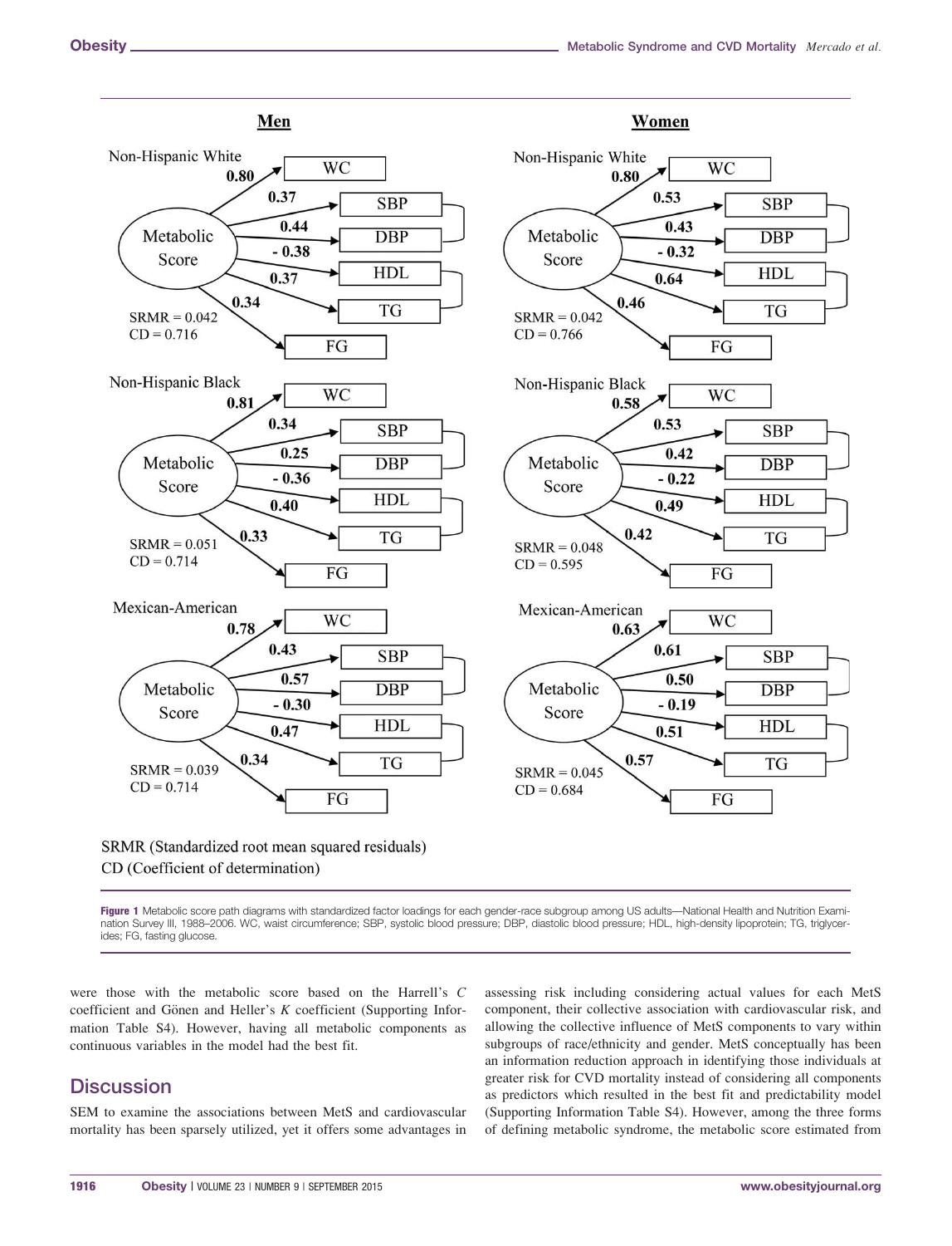Men

Non-Hispanic White: WC 0.80, SBP 0.37, DBP 0.44, HDL - 0.38, TG 0.37, FG 0.34; SRMR = 0.042, CD = 0.716

Non-Hispanic Black: WC 0.81, SBP 0.34, DBP 0.25, HDL - 0.36, TG 0.40, FG 0.33; SRMR = 0.051, CD = 0.714

Mexican-American: WC 0.78, SBP 0.43, DBP 0.57, HDL - 0.30, TG 0.47, FG 0.34; SRMR = 0.039, CD = 0.714

Women

Non-Hispanic White: WC 0.80, SBP 0.53, DBP 0.43, HDL - 0.32, TG 0.64, FG 0.46; SRMR = 0.042, CD = 0.766

Non-Hispanic Black: WC 0.58, SBP 0.53, DBP 0.42, HDL - 0.22, TG 0.49, FG 0.42; SRMR = 0.048, CD = 0.595

Mexican-American: WC 0.63, SBP 0.61, DBP 0.50, HDL - 0.19, TG 0.51, FG 0.57; SRMR = 0.045, CD = 0.684

SRMR (Standardized root mean squared residuals)
CD (Coefficient of determination)

**Figure 1** Metabolic score path diagrams with standardized factor loadings for each gender-race subgroup among US adults—National Health and Nutrition Examination Survey III, 1988–2006. WC, waist circumference; SBP, systolic blood pressure; DBP, diastolic blood pressure; HDL, high-density lipoprotein; TG, triglycerides; FG, fasting glucose.

were those with the metabolic score based on the Harrell's *C* coefficient and Gönen and Heller's *K* coefficient (Supporting Information Table S4). However, having all metabolic components as continuous variables in the model had the best fit.

## Discussion

SEM to examine the associations between MetS and cardiovascular mortality has been sparsely utilized, yet it offers some advantages in assessing risk including considering actual values for each MetS component, their collective association with cardiovascular risk, and allowing the collective influence of MetS components to vary within subgroups of race/ethnicity and gender. MetS conceptually has been an information reduction approach in identifying those individuals at greater risk for CVD mortality instead of considering all components as predictors which resulted in the best fit and predictability model (Supporting Information Table S4). However, among the three forms of defining metabolic syndrome, the metabolic score estimated from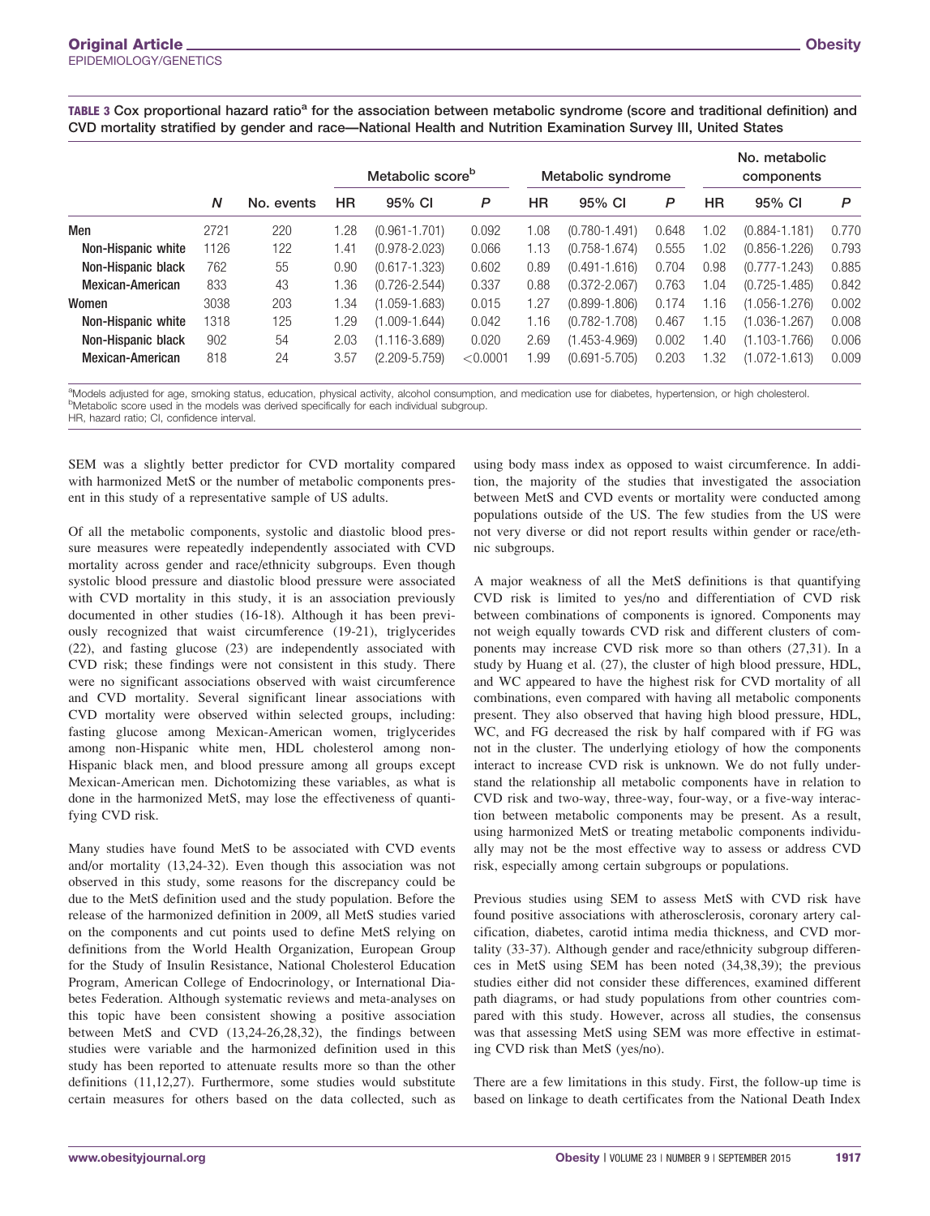**TABLE 3** Cox proportional hazard ratio[a] for the association between metabolic syndrome (score and traditional definition) and CVD mortality stratified by gender and race—National Health and Nutrition Examination Survey III, United States

| | | | Metabolic score[b] | | | Metabolic syndrome | | | No. metabolic components | | |
|---|---|---|---|---|---|---|---|---|---|---|---|
| | *N* | No. events | HR | 95% CI | *P* | HR | 95% CI | *P* | HR | 95% CI | *P* |
| **Men** | 2721 | 220 | 1.28 | (0.961-1.701) | 0.092 | 1.08 | (0.780-1.491) | 0.648 | 1.02 | (0.884-1.181) | 0.770 |
| **Non-Hispanic white** | 1126 | 122 | 1.41 | (0.978-2.023) | 0.066 | 1.13 | (0.758-1.674) | 0.555 | 1.02 | (0.856-1.226) | 0.793 |
| **Non-Hispanic black** | 762 | 55 | 0.90 | (0.617-1.323) | 0.602 | 0.89 | (0.491-1.616) | 0.704 | 0.98 | (0.777-1.243) | 0.885 |
| **Mexican-American** | 833 | 43 | 1.36 | (0.726-2.544) | 0.337 | 0.88 | (0.372-2.067) | 0.763 | 1.04 | (0.725-1.485) | 0.842 |
| **Women** | 3038 | 203 | 1.34 | (1.059-1.683) | 0.015 | 1.27 | (0.899-1.806) | 0.174 | 1.16 | (1.056-1.276) | 0.002 |
| **Non-Hispanic white** | 1318 | 125 | 1.29 | (1.009-1.644) | 0.042 | 1.16 | (0.782-1.708) | 0.467 | 1.15 | (1.036-1.267) | 0.008 |
| **Non-Hispanic black** | 902 | 54 | 2.03 | (1.116-3.689) | 0.020 | 2.69 | (1.453-4.969) | 0.002 | 1.40 | (1.103-1.766) | 0.006 |
| **Mexican-American** | 818 | 24 | 3.57 | (2.209-5.759) | <0.0001 | 1.99 | (0.691-5.705) | 0.203 | 1.32 | (1.072-1.613) | 0.009 |

[a]Models adjusted for age, smoking status, education, physical activity, alcohol consumption, and medication use for diabetes, hypertension, or high cholesterol.
[b]Metabolic score used in the models was derived specifically for each individual subgroup.
HR, hazard ratio; CI, confidence interval.

SEM was a slightly better predictor for CVD mortality compared with harmonized MetS or the number of metabolic components present in this study of a representative sample of US adults.

Of all the metabolic components, systolic and diastolic blood pressure measures were repeatedly independently associated with CVD mortality across gender and race/ethnicity subgroups. Even though systolic blood pressure and diastolic blood pressure were associated with CVD mortality in this study, it is an association previously documented in other studies (16-18). Although it has been previously recognized that waist circumference (19-21), triglycerides (22), and fasting glucose (23) are independently associated with CVD risk; these findings were not consistent in this study. There were no significant associations observed with waist circumference and CVD mortality. Several significant linear associations with CVD mortality were observed within selected groups, including: fasting glucose among Mexican-American women, triglycerides among non-Hispanic white men, HDL cholesterol among non-Hispanic black men, and blood pressure among all groups except Mexican-American men. Dichotomizing these variables, as what is done in the harmonized MetS, may lose the effectiveness of quantifying CVD risk.

Many studies have found MetS to be associated with CVD events and/or mortality (13,24-32). Even though this association was not observed in this study, some reasons for the discrepancy could be due to the MetS definition used and the study population. Before the release of the harmonized definition in 2009, all MetS studies varied on the components and cut points used to define MetS relying on definitions from the World Health Organization, European Group for the Study of Insulin Resistance, National Cholesterol Education Program, American College of Endocrinology, or International Diabetes Federation. Although systematic reviews and meta-analyses on this topic have been consistent showing a positive association between MetS and CVD (13,24-26,28,32), the findings between studies were variable and the harmonized definition used in this study has been reported to attenuate results more so than the other definitions (11,12,27). Furthermore, some studies would substitute certain measures for others based on the data collected, such as using body mass index as opposed to waist circumference. In addition, the majority of the studies that investigated the association between MetS and CVD events or mortality were conducted among populations outside of the US. The few studies from the US were not very diverse or did not report results within gender or race/ethnic subgroups.

A major weakness of all the MetS definitions is that quantifying CVD risk is limited to yes/no and differentiation of CVD risk between combinations of components is ignored. Components may not weigh equally towards CVD risk and different clusters of components may increase CVD risk more so than others (27,31). In a study by Huang et al. (27), the cluster of high blood pressure, HDL, and WC appeared to have the highest risk for CVD mortality of all combinations, even compared with having all metabolic components present. They also observed that having high blood pressure, HDL, WC, and FG decreased the risk by half compared with if FG was not in the cluster. The underlying etiology of how the components interact to increase CVD risk is unknown. We do not fully understand the relationship all metabolic components have in relation to CVD risk and two-way, three-way, four-way, or a five-way interaction between metabolic components may be present. As a result, using harmonized MetS or treating metabolic components individually may not be the most effective way to assess or address CVD risk, especially among certain subgroups or populations.

Previous studies using SEM to assess MetS with CVD risk have found positive associations with atherosclerosis, coronary artery calcification, diabetes, carotid intima media thickness, and CVD mortality (33-37). Although gender and race/ethnicity subgroup differences in MetS using SEM has been noted (34,38,39); the previous studies either did not consider these differences, examined different path diagrams, or had study populations from other countries compared with this study. However, across all studies, the consensus was that assessing MetS using SEM was more effective in estimating CVD risk than MetS (yes/no).

There are a few limitations in this study. First, the follow-up time is based on linkage to death certificates from the National Death Index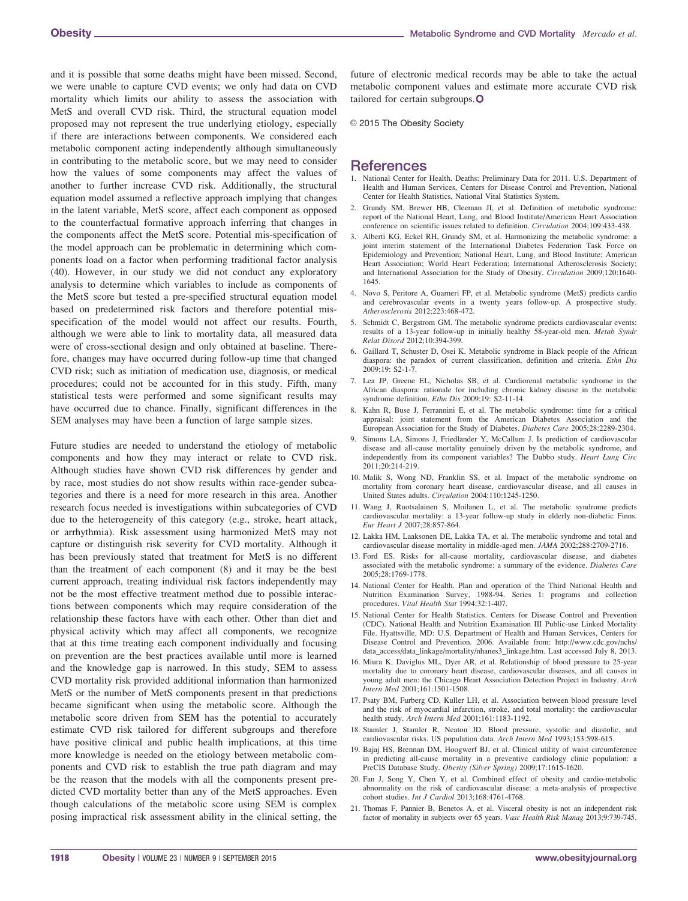and it is possible that some deaths might have been missed. Second, we were unable to capture CVD events; we only had data on CVD mortality which limits our ability to assess the association with MetS and overall CVD risk. Third, the structural equation model proposed may not represent the true underlying etiology, especially if there are interactions between components. We considered each metabolic component acting independently although simultaneously in contributing to the metabolic score, but we may need to consider how the values of some components may affect the values of another to further increase CVD risk. Additionally, the structural equation model assumed a reflective approach implying that changes in the latent variable, MetS score, affect each component as opposed to the counterfactual formative approach inferring that changes in the components affect the MetS score. Potential mis-specification of the model approach can be problematic in determining which components load on a factor when performing traditional factor analysis (40). However, in our study we did not conduct any exploratory analysis to determine which variables to include as components of the MetS score but tested a pre-specified structural equation model based on predetermined risk factors and therefore potential misspecification of the model would not affect our results. Fourth, although we were able to link to mortality data, all measured data were of cross-sectional design and only obtained at baseline. Therefore, changes may have occurred during follow-up time that changed CVD risk; such as initiation of medication use, diagnosis, or medical procedures; could not be accounted for in this study. Fifth, many statistical tests were performed and some significant results may have occurred due to chance. Finally, significant differences in the SEM analyses may have been a function of large sample sizes.

Future studies are needed to understand the etiology of metabolic components and how they may interact or relate to CVD risk. Although studies have shown CVD risk differences by gender and by race, most studies do not show results within race-gender subcategories and there is a need for more research in this area. Another research focus needed is investigations within subcategories of CVD due to the heterogeneity of this category (e.g., stroke, heart attack, or arrhythmia). Risk assessment using harmonized MetS may not capture or distinguish risk severity for CVD mortality. Although it has been previously stated that treatment for MetS is no different than the treatment of each component (8) and it may be the best current approach, treating individual risk factors independently may not be the most effective treatment method due to possible interactions between components which may require consideration of the relationship these factors have with each other. Other than diet and physical activity which may affect all components, we recognize that at this time treating each component individually and focusing on prevention are the best practices available until more is learned and the knowledge gap is narrowed. In this study, SEM to assess CVD mortality risk provided additional information than harmonized MetS or the number of MetS components present in that predictions became significant when using the metabolic score. Although the metabolic score driven from SEM has the potential to accurately estimate CVD risk tailored for different subgroups and therefore have positive clinical and public health implications, at this time more knowledge is needed on the etiology between metabolic components and CVD risk to establish the true path diagram and may be the reason that the models with all the components present predicted CVD mortality better than any of the MetS approaches. Even though calculations of the metabolic score using SEM is complex posing impractical risk assessment ability in the clinical setting, the future of electronic medical records may be able to take the actual metabolic component values and estimate more accurate CVD risk tailored for certain subgroups.

© 2015 The Obesity Society

## References

1. National Center for Health. Deaths: Preliminary Data for 2011. U.S. Department of Health and Human Services, Centers for Disease Control and Prevention, National Center for Health Statistics, National Vital Statistics System.
2. Grundy SM, Brewer HB, Cleeman JI, et al. Definition of metabolic syndrome: report of the National Heart, Lung, and Blood Institute/American Heart Association conference on scientific issues related to definition. *Circulation* 2004;109:433-438.
3. Alberti KG, Eckel RH, Grundy SM, et al. Harmonizing the metabolic syndrome: a joint interim statement of the International Diabetes Federation Task Force on Epidemiology and Prevention; National Heart, Lung, and Blood Institute; American Heart Association; World Heart Federation; International Atherosclerosis Society; and International Association for the Study of Obesity. *Circulation* 2009;120:1640-1645.
4. Novo S, Peritore A, Guarneri FP, et al. Metabolic syndrome (MetS) predicts cardio and cerebrovascular events in a twenty years follow-up. A prospective study. *Atherosclerosis* 2012;223:468-472.
5. Schmidt C, Bergstrom GM. The metabolic syndrome predicts cardiovascular events: results of a 13-year follow-up in initially healthy 58-year-old men. *Metab Syndr Relat Disord* 2012;10:394-399.
6. Gaillard T, Schuster D, Osei K. Metabolic syndrome in Black people of the African diaspora: the paradox of current classification, definition and criteria. *Ethn Dis* 2009;19: S2-1-7.
7. Lea JP, Greene EL, Nicholas SB, et al. Cardiorenal metabolic syndrome in the African diaspora: rationale for including chronic kidney disease in the metabolic syndrome definition. *Ethn Dis* 2009;19: S2-11-14.
8. Kahn R, Buse J, Ferrannini E, et al. The metabolic syndrome: time for a critical appraisal: joint statement from the American Diabetes Association and the European Association for the Study of Diabetes. *Diabetes Care* 2005;28:2289-2304.
9. Simons LA, Simons J, Friedlander Y, McCallum J. Is prediction of cardiovascular disease and all-cause mortality genuinely driven by the metabolic syndrome, and independently from its component variables? The Dubbo study. *Heart Lung Circ* 2011;20:214-219.
10. Malik S, Wong ND, Franklin SS, et al. Impact of the metabolic syndrome on mortality from coronary heart disease, cardiovascular disease, and all causes in United States adults. *Circulation* 2004;110:1245-1250.
11. Wang J, Ruotsalainen S, Moilanen L, et al. The metabolic syndrome predicts cardiovascular mortality: a 13-year follow-up study in elderly non-diabetic Finns. *Eur Heart J* 2007;28:857-864.
12. Lakka HM, Laaksonen DE, Lakka TA, et al. The metabolic syndrome and total and cardiovascular disease mortality in middle-aged men. *JAMA* 2002;288:2709-2716.
13. Ford ES. Risks for all-cause mortality, cardiovascular disease, and diabetes associated with the metabolic syndrome: a summary of the evidence. *Diabetes Care* 2005;28:1769-1778.
14. National Center for Health. Plan and operation of the Third National Health and Nutrition Examination Survey, 1988-94. Series 1: programs and collection procedures. *Vital Health Stat* 1994;32:1-407.
15. National Center for Health Statistics. Centers for Disease Control and Prevention (CDC). National Health and Nutrition Examination III Public-use Linked Mortality File. Hyattsville, MD: U.S. Department of Health and Human Services, Centers for Disease Control and Prevention. 2006. Available from: http://www.cdc.gov/nchs/data_access/data_linkage/mortality/nhanes3_linkage.htm. Last accessed July 8, 2013.
16. Miura K, Daviglus ML, Dyer AR, et al. Relationship of blood pressure to 25-year mortality due to coronary heart disease, cardiovascular diseases, and all causes in young adult men: the Chicago Heart Association Detection Project in Industry. *Arch Intern Med* 2001;161:1501-1508.
17. Psaty BM, Furberg CD, Kuller LH, et al. Association between blood pressure level and the risk of myocardial infarction, stroke, and total mortality: the cardiovascular health study. *Arch Intern Med* 2001;161:1183-1192.
18. Stamler J, Stamler R, Neaton JD. Blood pressure, systolic and diastolic, and cardiovascular risks. US population data. *Arch Intern Med* 1993;153:598-615.
19. Bajaj HS, Brennan DM, Hoogwerf BJ, et al. Clinical utility of waist circumference in predicting all-cause mortality in a preventive cardiology clinic population: a PreCIS Database Study. *Obesity (Silver Spring)* 2009;17:1615-1620.
20. Fan J, Song Y, Chen Y, et al. Combined effect of obesity and cardio-metabolic abnormality on the risk of cardiovascular disease: a meta-analysis of prospective cohort studies. *Int J Cardiol* 2013;168:4761-4768.
21. Thomas F, Pannier B, Benetos A, et al. Visceral obesity is not an independent risk factor of mortality in subjects over 65 years. *Vasc Health Risk Manag* 2013;9:739-745.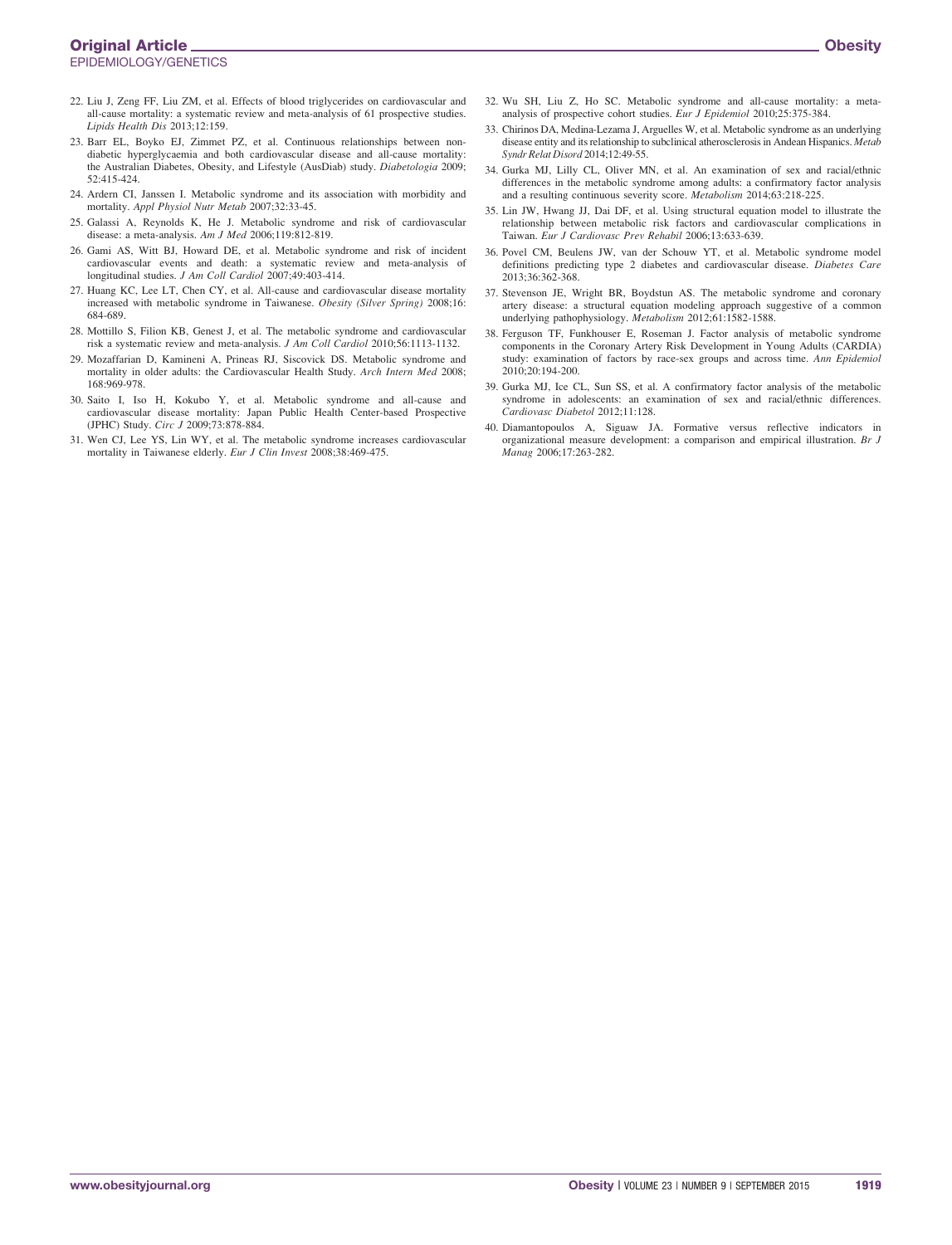22. Liu J, Zeng FF, Liu ZM, et al. Effects of blood triglycerides on cardiovascular and all-cause mortality: a systematic review and meta-analysis of 61 prospective studies. *Lipids Health Dis* 2013;12:159.
23. Barr EL, Boyko EJ, Zimmet PZ, et al. Continuous relationships between non-diabetic hyperglycaemia and both cardiovascular disease and all-cause mortality: the Australian Diabetes, Obesity, and Lifestyle (AusDiab) study. *Diabetologia* 2009; 52:415-424.
24. Ardern CI, Janssen I. Metabolic syndrome and its association with morbidity and mortality. *Appl Physiol Nutr Metab* 2007;32:33-45.
25. Galassi A, Reynolds K, He J. Metabolic syndrome and risk of cardiovascular disease: a meta-analysis. *Am J Med* 2006;119:812-819.
26. Gami AS, Witt BJ, Howard DE, et al. Metabolic syndrome and risk of incident cardiovascular events and death: a systematic review and meta-analysis of longitudinal studies. *J Am Coll Cardiol* 2007;49:403-414.
27. Huang KC, Lee LT, Chen CY, et al. All-cause and cardiovascular disease mortality increased with metabolic syndrome in Taiwanese. *Obesity (Silver Spring)* 2008;16: 684-689.
28. Mottillo S, Filion KB, Genest J, et al. The metabolic syndrome and cardiovascular risk a systematic review and meta-analysis. *J Am Coll Cardiol* 2010;56:1113-1132.
29. Mozaffarian D, Kamineni A, Prineas RJ, Siscovick DS. Metabolic syndrome and mortality in older adults: the Cardiovascular Health Study. *Arch Intern Med* 2008; 168:969-978.
30. Saito I, Iso H, Kokubo Y, et al. Metabolic syndrome and all-cause and cardiovascular disease mortality: Japan Public Health Center-based Prospective (JPHC) Study. *Circ J* 2009;73:878-884.
31. Wen CJ, Lee YS, Lin WY, et al. The metabolic syndrome increases cardiovascular mortality in Taiwanese elderly. *Eur J Clin Invest* 2008;38:469-475.
32. Wu SH, Liu Z, Ho SC. Metabolic syndrome and all-cause mortality: a meta-analysis of prospective cohort studies. *Eur J Epidemiol* 2010;25:375-384.
33. Chirinos DA, Medina-Lezama J, Arguelles W, et al. Metabolic syndrome as an underlying disease entity and its relationship to subclinical atherosclerosis in Andean Hispanics. *Metab Syndr Relat Disord* 2014;12:49-55.
34. Gurka MJ, Lilly CL, Oliver MN, et al. An examination of sex and racial/ethnic differences in the metabolic syndrome among adults: a confirmatory factor analysis and a resulting continuous severity score. *Metabolism* 2014;63:218-225.
35. Lin JW, Hwang JJ, Dai DF, et al. Using structural equation model to illustrate the relationship between metabolic risk factors and cardiovascular complications in Taiwan. *Eur J Cardiovasc Prev Rehabil* 2006;13:633-639.
36. Povel CM, Beulens JW, van der Schouw YT, et al. Metabolic syndrome model definitions predicting type 2 diabetes and cardiovascular disease. *Diabetes Care* 2013;36:362-368.
37. Stevenson JE, Wright BR, Boydstun AS. The metabolic syndrome and coronary artery disease: a structural equation modeling approach suggestive of a common underlying pathophysiology. *Metabolism* 2012;61:1582-1588.
38. Ferguson TF, Funkhouser E, Roseman J. Factor analysis of metabolic syndrome components in the Coronary Artery Risk Development in Young Adults (CARDIA) study: examination of factors by race-sex groups and across time. *Ann Epidemiol* 2010;20:194-200.
39. Gurka MJ, Ice CL, Sun SS, et al. A confirmatory factor analysis of the metabolic syndrome in adolescents: an examination of sex and racial/ethnic differences. *Cardiovasc Diabetol* 2012;11:128.
40. Diamantopoulos A, Siguaw JA. Formative versus reflective indicators in organizational measure development: a comparison and empirical illustration. *Br J Manag* 2006;17:263-282.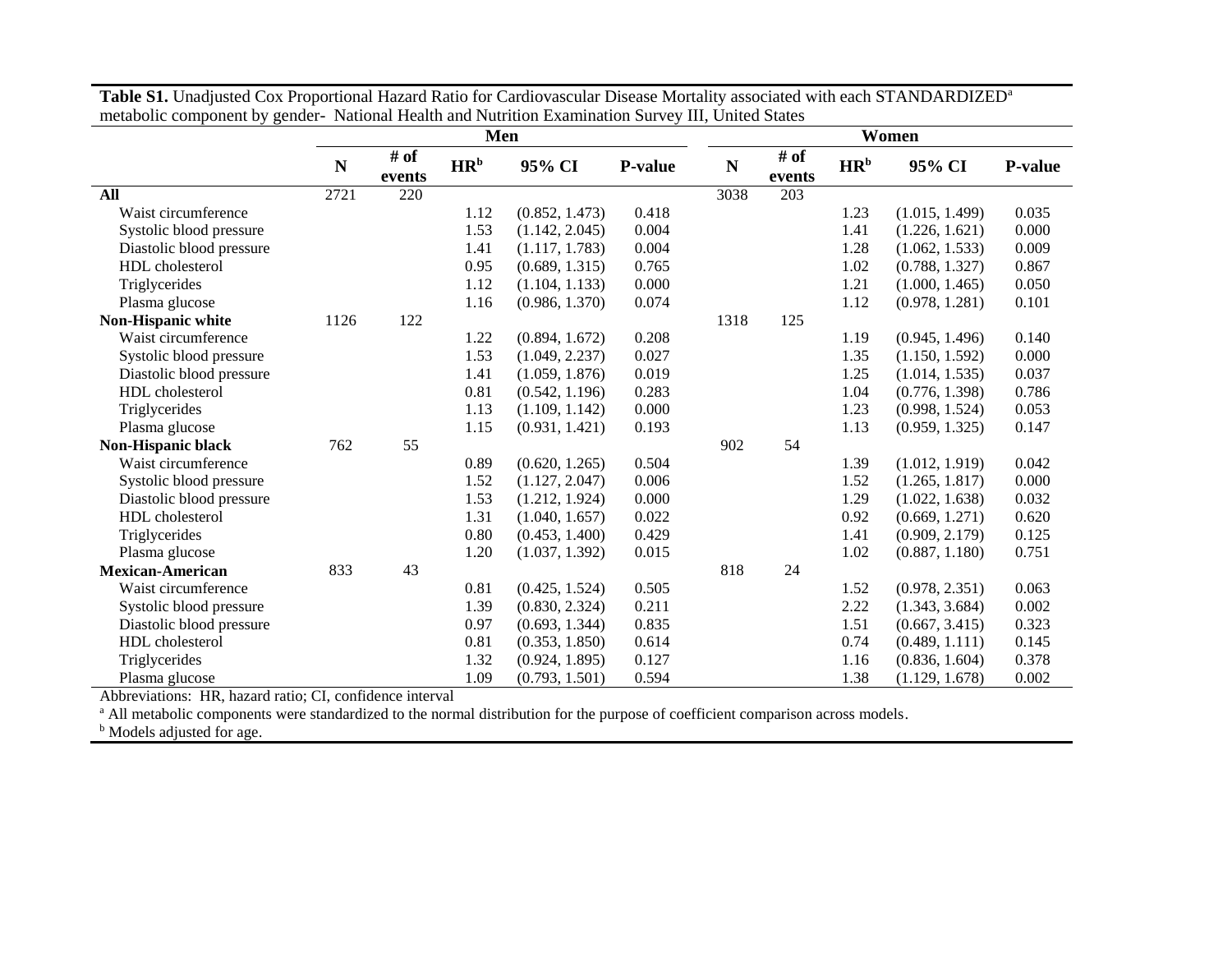**Table S1.** Unadjusted Cox Proportional Hazard Ratio for Cardiovascular Disease Mortality associated with each STANDARDIZED[a] metabolic component by gender- National Health and Nutrition Examination Survey III, United States

| | Men | | | | | Women | | | | |
|---|---|---|---|---|---|---|---|---|---|---|
| | N | # of events | HR[b] | 95% CI | P-value | N | # of events | HR[b] | 95% CI | P-value |
| **All** | 2721 | 220 | | | | 3038 | 203 | | | |
| Waist circumference | | | 1.12 | (0.852, 1.473) | 0.418 | | | 1.23 | (1.015, 1.499) | 0.035 |
| Systolic blood pressure | | | 1.53 | (1.142, 2.045) | 0.004 | | | 1.41 | (1.226, 1.621) | 0.000 |
| Diastolic blood pressure | | | 1.41 | (1.117, 1.783) | 0.004 | | | 1.28 | (1.062, 1.533) | 0.009 |
| HDL cholesterol | | | 0.95 | (0.689, 1.315) | 0.765 | | | 1.02 | (0.788, 1.327) | 0.867 |
| Triglycerides | | | 1.12 | (1.104, 1.133) | 0.000 | | | 1.21 | (1.000, 1.465) | 0.050 |
| Plasma glucose | | | 1.16 | (0.986, 1.370) | 0.074 | | | 1.12 | (0.978, 1.281) | 0.101 |
| **Non-Hispanic white** | 1126 | 122 | | | | 1318 | 125 | | | |
| Waist circumference | | | 1.22 | (0.894, 1.672) | 0.208 | | | 1.19 | (0.945, 1.496) | 0.140 |
| Systolic blood pressure | | | 1.53 | (1.049, 2.237) | 0.027 | | | 1.35 | (1.150, 1.592) | 0.000 |
| Diastolic blood pressure | | | 1.41 | (1.059, 1.876) | 0.019 | | | 1.25 | (1.014, 1.535) | 0.037 |
| HDL cholesterol | | | 0.81 | (0.542, 1.196) | 0.283 | | | 1.04 | (0.776, 1.398) | 0.786 |
| Triglycerides | | | 1.13 | (1.109, 1.142) | 0.000 | | | 1.23 | (0.998, 1.524) | 0.053 |
| Plasma glucose | | | 1.15 | (0.931, 1.421) | 0.193 | | | 1.13 | (0.959, 1.325) | 0.147 |
| **Non-Hispanic black** | 762 | 55 | | | | 902 | 54 | | | |
| Waist circumference | | | 0.89 | (0.620, 1.265) | 0.504 | | | 1.39 | (1.012, 1.919) | 0.042 |
| Systolic blood pressure | | | 1.52 | (1.127, 2.047) | 0.006 | | | 1.52 | (1.265, 1.817) | 0.000 |
| Diastolic blood pressure | | | 1.53 | (1.212, 1.924) | 0.000 | | | 1.29 | (1.022, 1.638) | 0.032 |
| HDL cholesterol | | | 1.31 | (1.040, 1.657) | 0.022 | | | 0.92 | (0.669, 1.271) | 0.620 |
| Triglycerides | | | 0.80 | (0.453, 1.400) | 0.429 | | | 1.41 | (0.909, 2.179) | 0.125 |
| Plasma glucose | | | 1.20 | (1.037, 1.392) | 0.015 | | | 1.02 | (0.887, 1.180) | 0.751 |
| **Mexican-American** | 833 | 43 | | | | 818 | 24 | | | |
| Waist circumference | | | 0.81 | (0.425, 1.524) | 0.505 | | | 1.52 | (0.978, 2.351) | 0.063 |
| Systolic blood pressure | | | 1.39 | (0.830, 2.324) | 0.211 | | | 2.22 | (1.343, 3.684) | 0.002 |
| Diastolic blood pressure | | | 0.97 | (0.693, 1.344) | 0.835 | | | 1.51 | (0.667, 3.415) | 0.323 |
| HDL cholesterol | | | 0.81 | (0.353, 1.850) | 0.614 | | | 0.74 | (0.489, 1.111) | 0.145 |
| Triglycerides | | | 1.32 | (0.924, 1.895) | 0.127 | | | 1.16 | (0.836, 1.604) | 0.378 |
| Plasma glucose | | | 1.09 | (0.793, 1.501) | 0.594 | | | 1.38 | (1.129, 1.678) | 0.002 |

Abbreviations: HR, hazard ratio; CI, confidence interval

[a] All metabolic components were standardized to the normal distribution for the purpose of coefficient comparison across models.

[b] Models adjusted for age.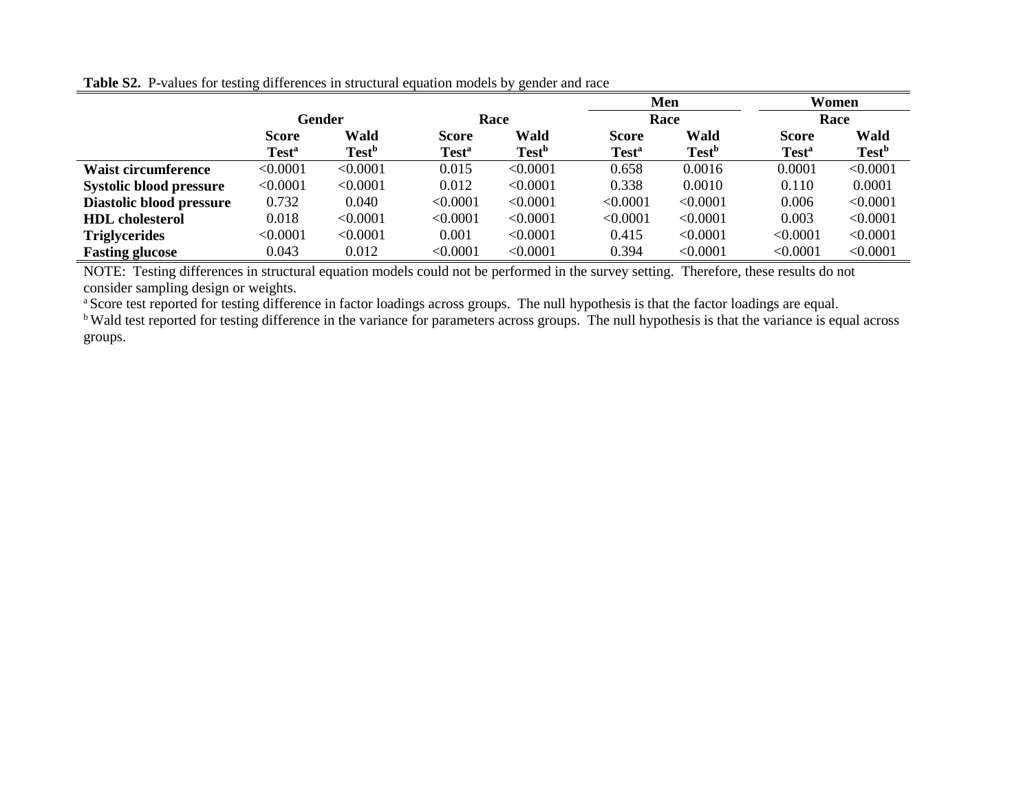**Table S2.** P-values for testing differences in structural equation models by gender and race

| | Gender | | Race | | Men Race | | Women Race | |
|---|---|---|---|---|---|---|---|---|
| | Score Test[a] | Wald Test[b] | Score Test[a] | Wald Test[b] | Score Test[a] | Wald Test[b] | Score Test[a] | Wald Test[b] |
| **Waist circumference** | <0.0001 | <0.0001 | 0.015 | <0.0001 | 0.658 | 0.0016 | 0.0001 | <0.0001 |
| **Systolic blood pressure** | <0.0001 | <0.0001 | 0.012 | <0.0001 | 0.338 | 0.0010 | 0.110 | 0.0001 |
| **Diastolic blood pressure** | 0.732 | 0.040 | <0.0001 | <0.0001 | <0.0001 | <0.0001 | 0.006 | <0.0001 |
| **HDL cholesterol** | 0.018 | <0.0001 | <0.0001 | <0.0001 | <0.0001 | <0.0001 | 0.003 | <0.0001 |
| **Triglycerides** | <0.0001 | <0.0001 | 0.001 | <0.0001 | 0.415 | <0.0001 | <0.0001 | <0.0001 |
| **Fasting glucose** | 0.043 | 0.012 | <0.0001 | <0.0001 | 0.394 | <0.0001 | <0.0001 | <0.0001 |

NOTE: Testing differences in structural equation models could not be performed in the survey setting. Therefore, these results do not consider sampling design or weights.

[a] Score test reported for testing difference in factor loadings across groups. The null hypothesis is that the factor loadings are equal.

[b] Wald test reported for testing difference in the variance for parameters across groups. The null hypothesis is that the variance is equal across groups.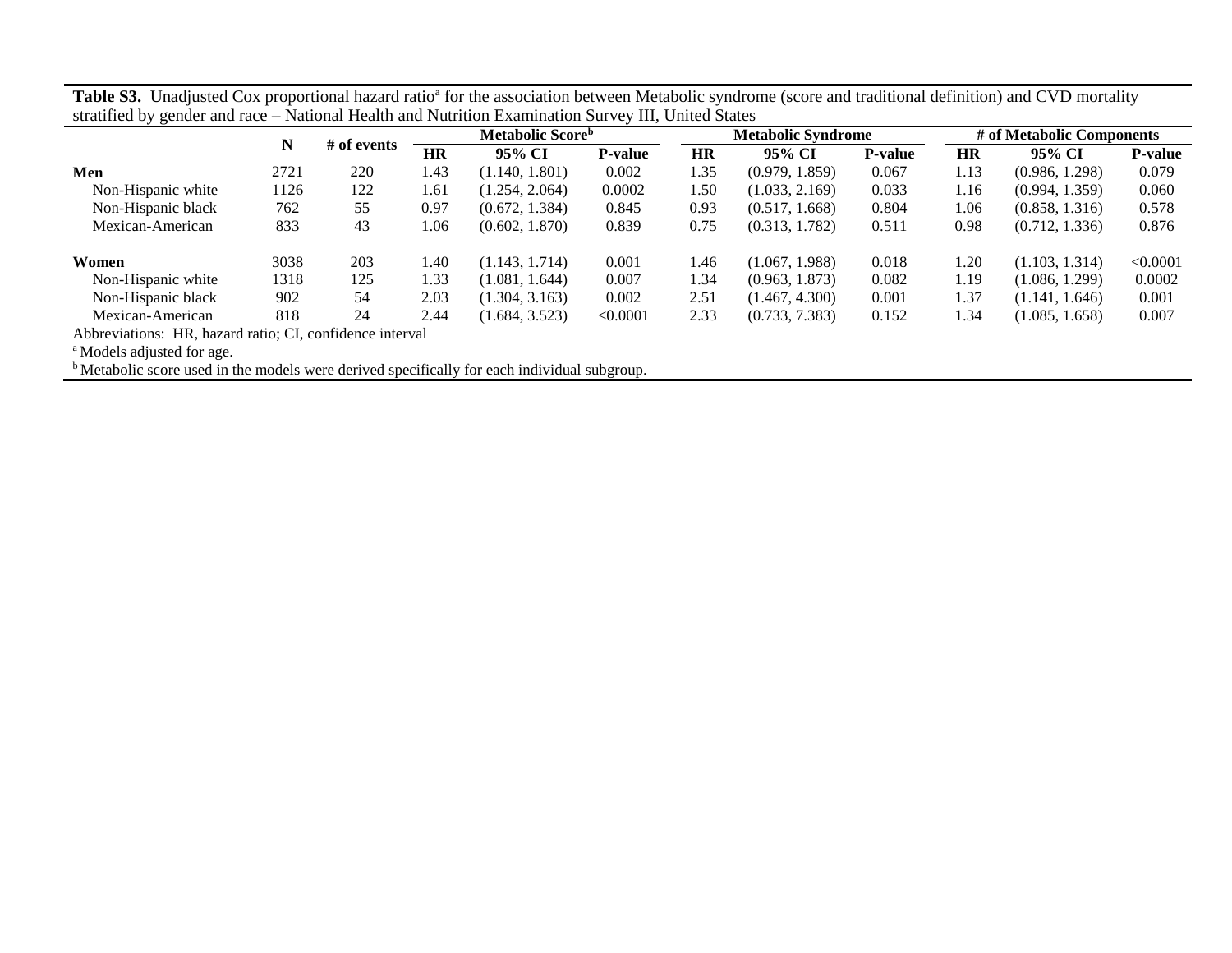**Table S3.** Unadjusted Cox proportional hazard ratio[a] for the association between Metabolic syndrome (score and traditional definition) and CVD mortality stratified by gender and race – National Health and Nutrition Examination Survey III, United States

| | N | # of events | Metabolic Score[b] | | | Metabolic Syndrome | | | # of Metabolic Components | | |
|---|---|---|---|---|---|---|---|---|---|---|---|
| | | | HR | 95% CI | P-value | HR | 95% CI | P-value | HR | 95% CI | P-value |
| **Men** | 2721 | 220 | 1.43 | (1.140, 1.801) | 0.002 | 1.35 | (0.979, 1.859) | 0.067 | 1.13 | (0.986, 1.298) | 0.079 |
| Non-Hispanic white | 1126 | 122 | 1.61 | (1.254, 2.064) | 0.0002 | 1.50 | (1.033, 2.169) | 0.033 | 1.16 | (0.994, 1.359) | 0.060 |
| Non-Hispanic black | 762 | 55 | 0.97 | (0.672, 1.384) | 0.845 | 0.93 | (0.517, 1.668) | 0.804 | 1.06 | (0.858, 1.316) | 0.578 |
| Mexican-American | 833 | 43 | 1.06 | (0.602, 1.870) | 0.839 | 0.75 | (0.313, 1.782) | 0.511 | 0.98 | (0.712, 1.336) | 0.876 |
| **Women** | 3038 | 203 | 1.40 | (1.143, 1.714) | 0.001 | 1.46 | (1.067, 1.988) | 0.018 | 1.20 | (1.103, 1.314) | <0.0001 |
| Non-Hispanic white | 1318 | 125 | 1.33 | (1.081, 1.644) | 0.007 | 1.34 | (0.963, 1.873) | 0.082 | 1.19 | (1.086, 1.299) | 0.0002 |
| Non-Hispanic black | 902 | 54 | 2.03 | (1.304, 3.163) | 0.002 | 2.51 | (1.467, 4.300) | 0.001 | 1.37 | (1.141, 1.646) | 0.001 |
| Mexican-American | 818 | 24 | 2.44 | (1.684, 3.523) | <0.0001 | 2.33 | (0.733, 7.383) | 0.152 | 1.34 | (1.085, 1.658) | 0.007 |

Abbreviations: HR, hazard ratio; CI, confidence interval

[a] Models adjusted for age.

[b] Metabolic score used in the models were derived specifically for each individual subgroup.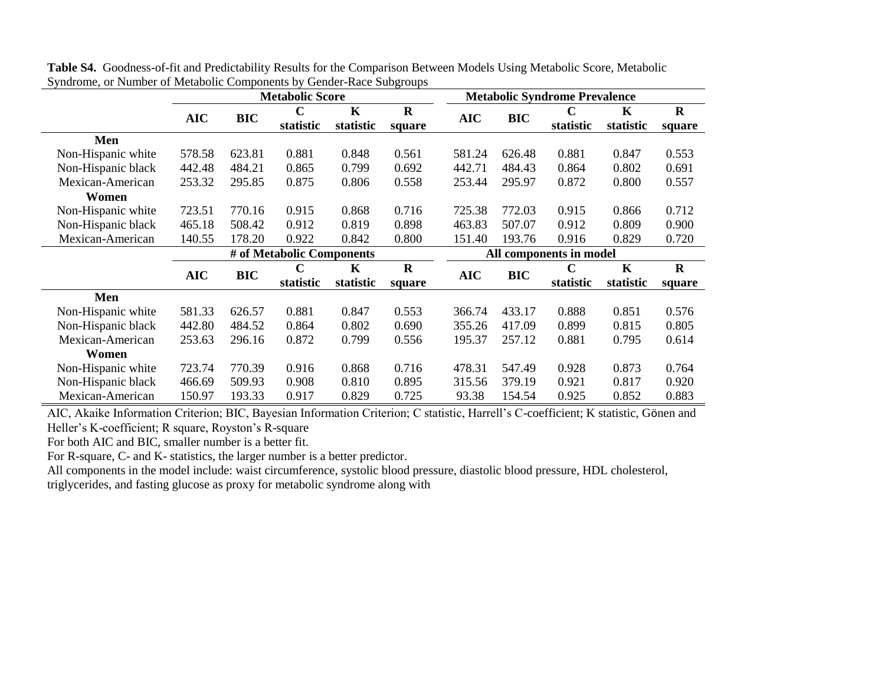**Table S4.** Goodness-of-fit and Predictability Results for the Comparison Between Models Using Metabolic Score, Metabolic Syndrome, or Number of Metabolic Components by Gender-Race Subgroups

| | Metabolic Score | | | | | Metabolic Syndrome Prevalence | | | | |
|---|---|---|---|---|---|---|---|---|---|---|
| | AIC | BIC | C statistic | K statistic | R square | AIC | BIC | C statistic | K statistic | R square |
| **Men** | | | | | | | | | | |
| Non-Hispanic white | 578.58 | 623.81 | 0.881 | 0.848 | 0.561 | 581.24 | 626.48 | 0.881 | 0.847 | 0.553 |
| Non-Hispanic black | 442.48 | 484.21 | 0.865 | 0.799 | 0.692 | 442.71 | 484.43 | 0.864 | 0.802 | 0.691 |
| Mexican-American | 253.32 | 295.85 | 0.875 | 0.806 | 0.558 | 253.44 | 295.97 | 0.872 | 0.800 | 0.557 |
| **Women** | | | | | | | | | | |
| Non-Hispanic white | 723.51 | 770.16 | 0.915 | 0.868 | 0.716 | 725.38 | 772.03 | 0.915 | 0.866 | 0.712 |
| Non-Hispanic black | 465.18 | 508.42 | 0.912 | 0.819 | 0.898 | 463.83 | 507.07 | 0.912 | 0.809 | 0.900 |
| Mexican-American | 140.55 | 178.20 | 0.922 | 0.842 | 0.800 | 151.40 | 193.76 | 0.916 | 0.829 | 0.720 |

| | # of Metabolic Components | | | | | All components in model | | | | |
|---|---|---|---|---|---|---|---|---|---|---|
| | AIC | BIC | C statistic | K statistic | R square | AIC | BIC | C statistic | K statistic | R square |
| **Men** | | | | | | | | | | |
| Non-Hispanic white | 581.33 | 626.57 | 0.881 | 0.847 | 0.553 | 366.74 | 433.17 | 0.888 | 0.851 | 0.576 |
| Non-Hispanic black | 442.80 | 484.52 | 0.864 | 0.802 | 0.690 | 355.26 | 417.09 | 0.899 | 0.815 | 0.805 |
| Mexican-American | 253.63 | 296.16 | 0.872 | 0.799 | 0.556 | 195.37 | 257.12 | 0.881 | 0.795 | 0.614 |
| **Women** | | | | | | | | | | |
| Non-Hispanic white | 723.74 | 770.39 | 0.916 | 0.868 | 0.716 | 478.31 | 547.49 | 0.928 | 0.873 | 0.764 |
| Non-Hispanic black | 466.69 | 509.93 | 0.908 | 0.810 | 0.895 | 315.56 | 379.19 | 0.921 | 0.817 | 0.920 |
| Mexican-American | 150.97 | 193.33 | 0.917 | 0.829 | 0.725 | 93.38 | 154.54 | 0.925 | 0.852 | 0.883 |

AIC, Akaike Information Criterion; BIC, Bayesian Information Criterion; C statistic, Harrell's C-coefficient; K statistic, Gönen and Heller's K-coefficient; R square, Royston's R-square

For both AIC and BIC, smaller number is a better fit.

For R-square, C- and K- statistics, the larger number is a better predictor.

All components in the model include: waist circumference, systolic blood pressure, diastolic blood pressure, HDL cholesterol, triglycerides, and fasting glucose as proxy for metabolic syndrome along with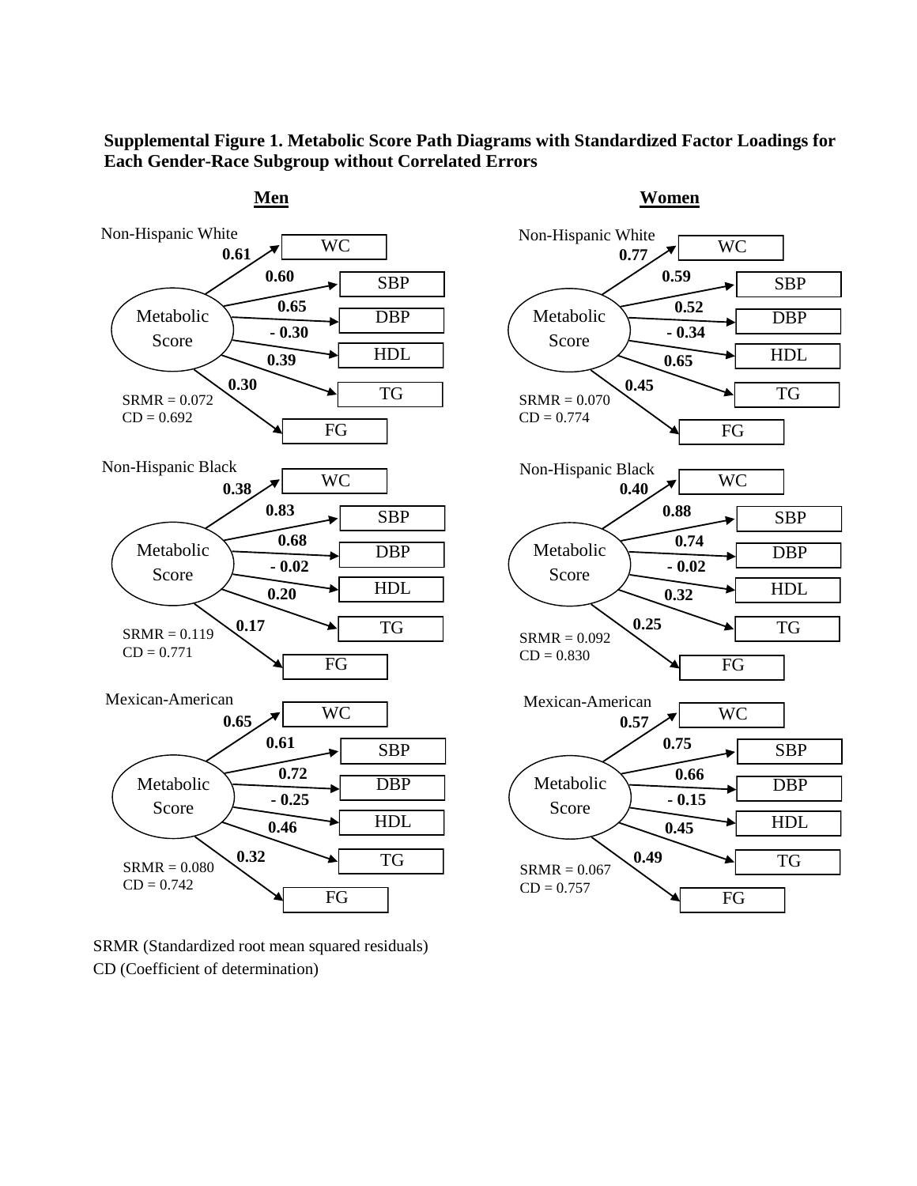**Supplemental Figure 1. Metabolic Score Path Diagrams with Standardized Factor Loadings for Each Gender-Race Subgroup without Correlated Errors**

**Men**

Non-Hispanic White

Metabolic Score

WC 0.61

SBP 0.60

DBP 0.65

HDL - 0.30

TG 0.39

FG 0.30

SRMR = 0.072
CD = 0.692

Non-Hispanic Black

Metabolic Score

WC 0.38

SBP 0.83

DBP 0.68

HDL - 0.02

TG 0.20

FG 0.17

SRMR = 0.119
CD = 0.771

Mexican-American

Metabolic Score

WC 0.65

SBP 0.61

DBP 0.72

HDL - 0.25

TG 0.46

FG 0.32

SRMR = 0.080
CD = 0.742

**Women**

Non-Hispanic White

Metabolic Score

WC 0.77

SBP 0.59

DBP 0.52

HDL - 0.34

TG 0.65

FG 0.45

SRMR = 0.070
CD = 0.774

Non-Hispanic Black

Metabolic Score

WC 0.40

SBP 0.88

DBP 0.74

HDL - 0.02

TG 0.32

FG 0.25

SRMR = 0.092
CD = 0.830

Mexican-American

Metabolic Score

WC 0.57

SBP 0.75

DBP 0.66

HDL - 0.15

TG 0.45

FG 0.49

SRMR = 0.067
CD = 0.757

SRMR (Standardized root mean squared residuals)
CD (Coefficient of determination)